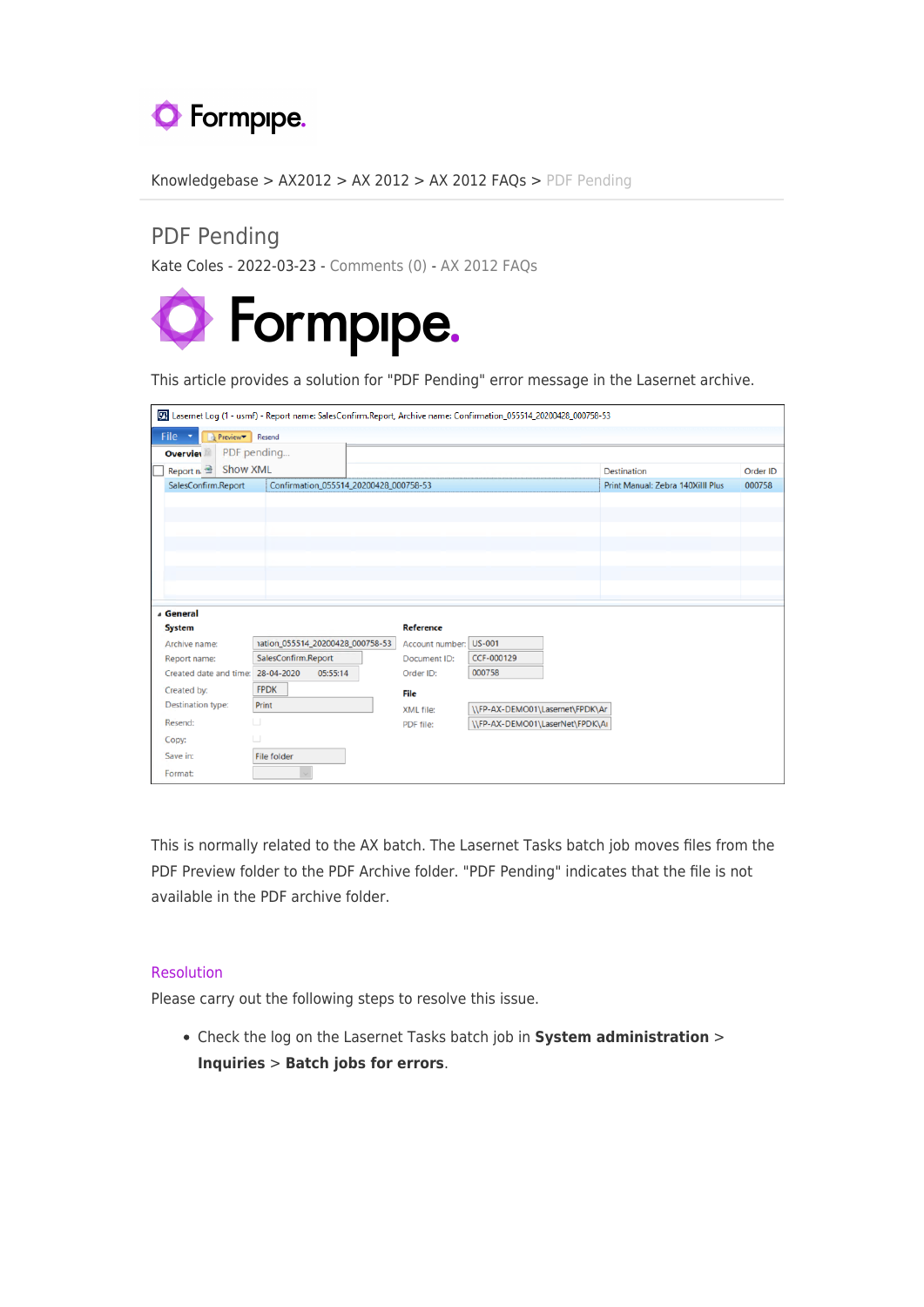Knowledgebase > AX2012 > AX 2012 > AX 2012 FAQs > PDF Pending

# PDF Pending

Kate Coles - 2022-03-23 - Comments (0) - AX 2012 FAQs

This article provides a solution for "PDF Pending" error message in the Lasernet archive.

This is normally related to the AX batch. The Lasernet Tasks batch job moves files from the PDF Preview folder to the PDF Archive folder. "PDF Pending" indicates that the file is not available in the PDF archive folder.

## Resolution

Please carry out the following steps to resolve this issue.

- Check the log on the Lasernet Tasks batch job in **System administration** > **Inquiries** > **Batch jobs for errors**.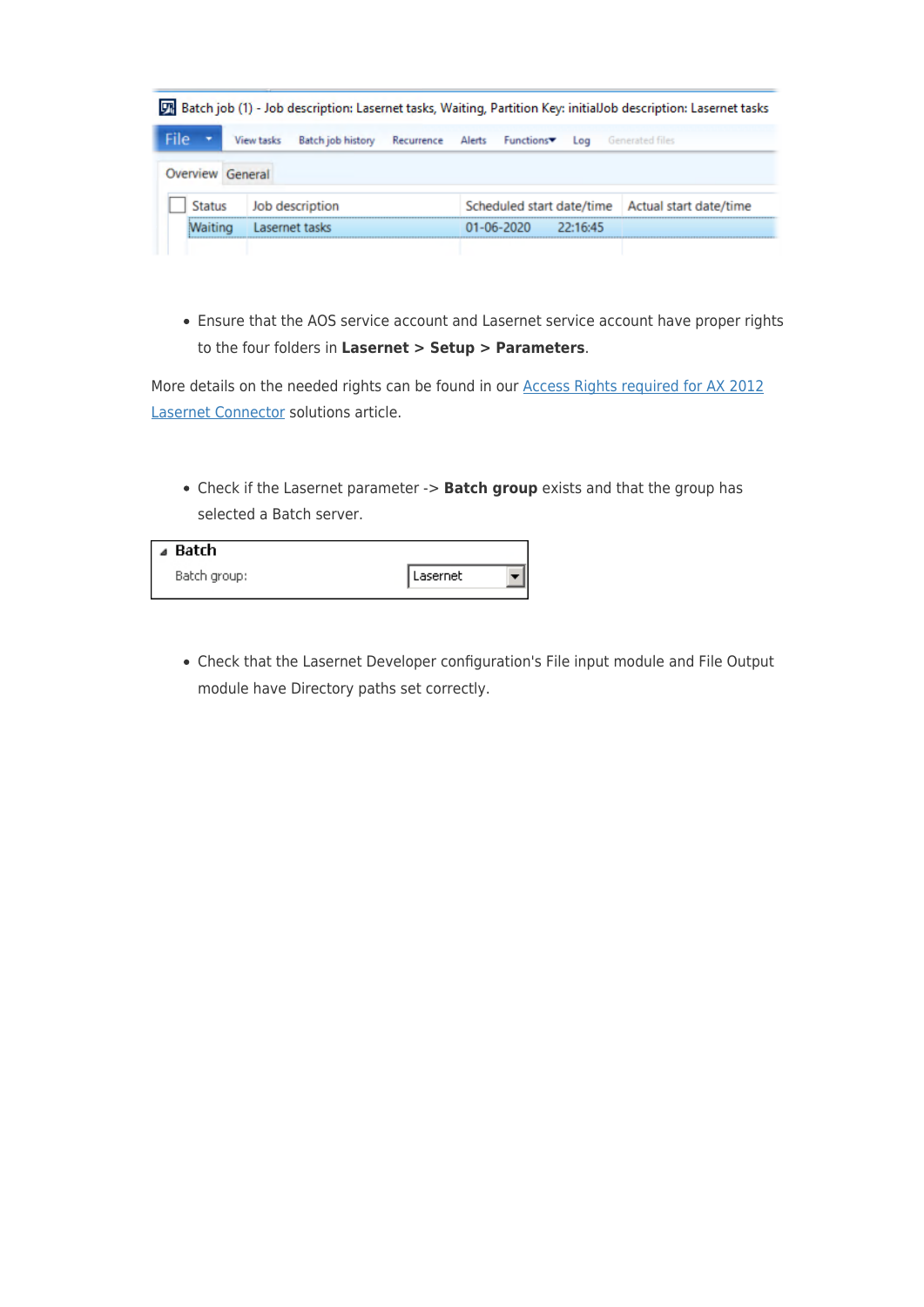- Ensure that the AOS service account and Lasernet service account have proper rights to the four folders in **Lasernet > Setup > Parameters**.

More details on the needed rights can be found in our Access Rights required for AX 2012 Lasernet Connector solutions article.

- Check if the Lasernet parameter -> **Batch group** exists and that the group has selected a Batch server.

- Check that the Lasernet Developer configuration's File input module and File Output module have Directory paths set correctly.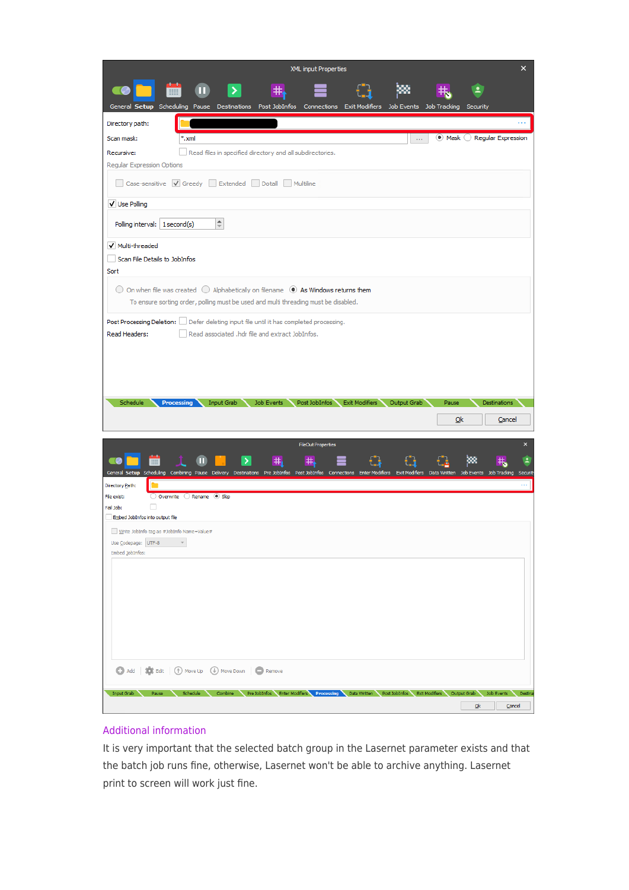XML input Properties

General | Setup | Scheduling | Pause | Destinations | Post JobInfos | Connections | Exit Modifiers | Job Events | Job Tracking | Security

Directory path:

Scan mask: *.xml ... Mask Regular Expression

Recursive: Read files in specified directory and all subdirectories.

Regular Expression Options

Case-sensitive Greedy Extended Dotall Multiline

Use Polling

Polling interval: 1 second(s)

Multi-threaded

Scan File Details to JobInfos

Sort

On when file was created Alphabetically on filename As Windows returns them

To ensure sorting order, polling must be used and multi threading must be disabled.

Post Processing Deletion: Defer deleting input file until it has completed processing.

Read Headers: Read associated .hdr file and extract JobInfos.

Schedule | Processing | Input Grab | Job Events | Post JobInfos | Exit Modifiers | Output Grab | Pause | Destinations

Ok Cancel

FileOut Properties

General | Setup | Scheduling | Combining | Pause | Delivery | Destinations | Pre JobInfos | Post JobInfos | Connections | Enter Modifiers | Exit Modifiers | Data Written | Job Events | Job Tracking | Security

Directory Path:

File exist: Overwrite Rename Skip

Fail Job:

Embed JobInfos into output file

Write JobInfo tag as #JobInfo Name=Value#

Use Codepage: UTF-8

Embed JobInfos:

Add Edit Move Up Move Down Remove

Input Grab | Pause | Schedule | Combine | Pre JobInfos | Enter Modifiers | Processing | Data Written | Post JobInfos | Exit Modifiers | Output Grab | Job Events | Destina

Ok Cancel

## Additional information

It is very important that the selected batch group in the Lasernet parameter exists and that the batch job runs fine, otherwise, Lasernet won't be able to archive anything. Lasernet print to screen will work just fine.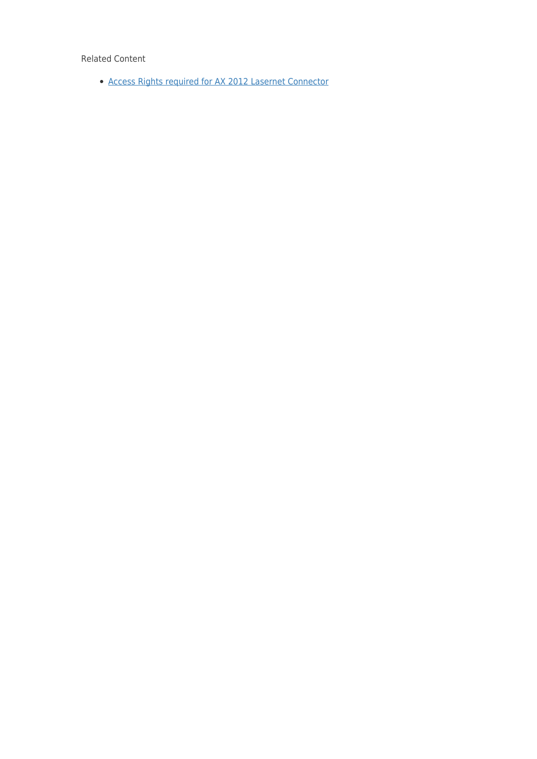Related Content

- Access Rights required for AX 2012 Lasernet Connector